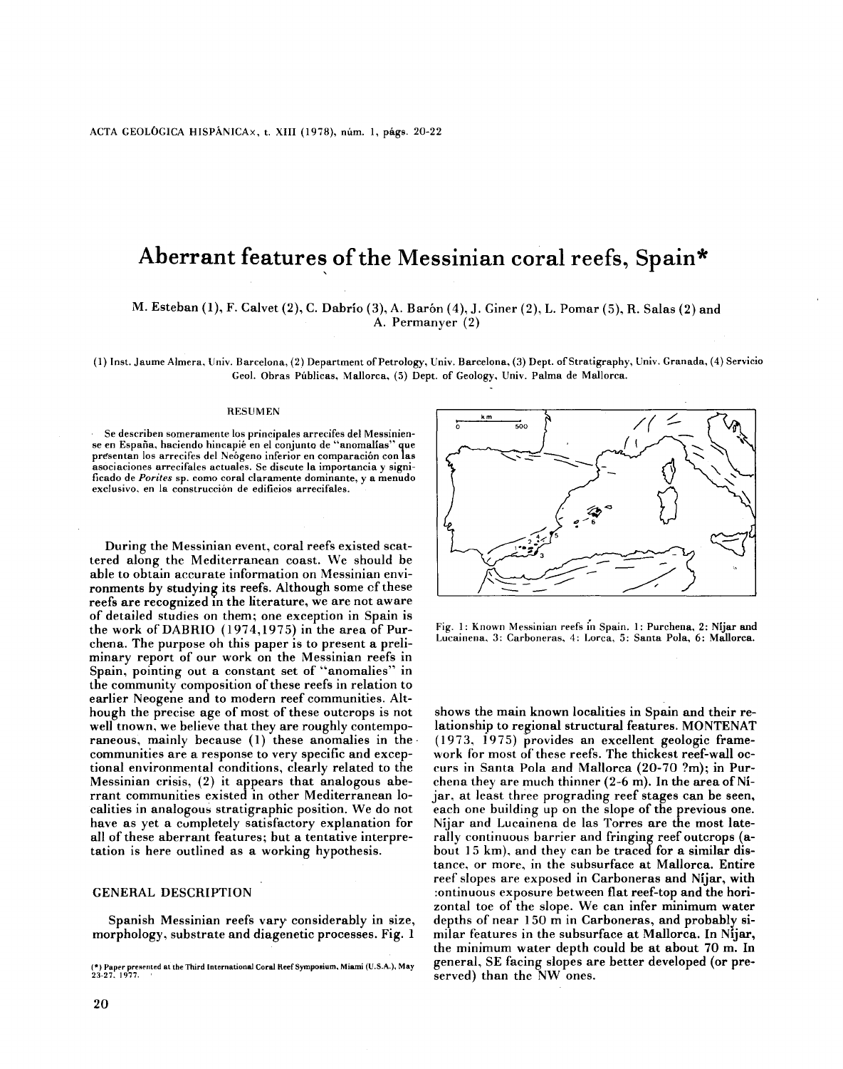# Aberrant features of the Messinian coral reefs, Spain*

M. Esteban (1), F. Calvet (2), C. Dabrío (3), A. Barón (4), J. Giner (2), L. Pomar (5), R. Salas (2) and A. Permanyer (2)

(1) Inst. Jaume Almera, Univ. Barcelona, (2) Department of Petrology, Univ. Barcelona, (3) Dept. of Stratigraphy, Univ. Granada, (4) Servicio Geol. Obras Públicas, Mallorca, (5) Dept. of Geology, Univ. Palma de Mallorca.

RESUMEN

Se describen someramente los principales arrecifes del Messiniense en España, haciendo hincapié en el conjunto de "anomalías" que presentan los arrecifes del Neógeno inferior en comparación con las asociaciones arrecifales actuales. Se discute la importancia y significado de *Porites* sp. como coral claramente dominante, y a menudo exclusivo, en la construcción de edificios arrecifales.

During the Messinian event, coral reefs existed scattered along the Mediterranean coast. We should be able to obtain accurate information on Messinian environments by studying its reefs. Although some of these reefs are recognized in the literature, we are not aware of detailed studies on them; one exception in Spain is the work of DABRIO (1974,1975) in the area of Purchena. The purpose oh this paper is to present a preliminary report of our work on the Messinian reefs in Spain, pointing out a constant set of "anomalies" in the community composition of these reefs in relation to earlier Neogene and to modern reef communities. Although the precise age of most of these outcrops is not well tnown, we believe that they are roughly contemporaneous, mainly because (1) these anomalies in the communities are a response to very specific and exceptional environmental conditions, clearly related to the Messinian crisis, (2) it appears that analogous aberrant communities existed in other Mediterranean localities in analogous stratigraphic position. We do not have as yet a completely satisfactory explanation for all of these aberrant features; but a tentative interpretation is here outlined as a working hypothesis.

## GENERAL DESCRIPTION

Spanish Messinian reefs vary considerably in size, morphology, substrate and diagenetic processes. Fig. 1 shows the main known localities in Spain and their relationship to regional structural features. MONTENAT (1973, 1975) provides an excellent geologic framework for most of these reefs. The thickest reef-wall occurs in Santa Pola and Mallorca (20-70 ?m); in Purchena they are much thinner (2-6 m). In the area of Níjar, at least three prograding reef stages can be seen, each one building up on the slope of the previous one. Níjar and Lucainena de las Torres are the most laterally continuous barrier and fringing reef outcrops (about 15 km), and they can be traced for a similar distance, or more, in the subsurface at Mallorca. Entire reef slopes are exposed in Carboneras and Níjar, with continuous exposure between flat reef-top and the horizontal toe of the slope. We can infer minimum water depths of near 150 m in Carboneras, and probably similar features in the subsurface at Mallorca. In Níjar, the minimum water depth could be at about 70 m. In general, SE facing slopes are better developed (or preserved) than the NW ones.

Fig. 1: Known Messinian reefs in Spain. 1: Purchena, 2: Níjar and Lucainena, 3: Carboneras, 4: Lorca, 5: Santa Pola, 6: Mallorca.

(*) Paper presented at the Third International Coral Reef Symposium, Miami (U.S.A.), May 23-27, 1977.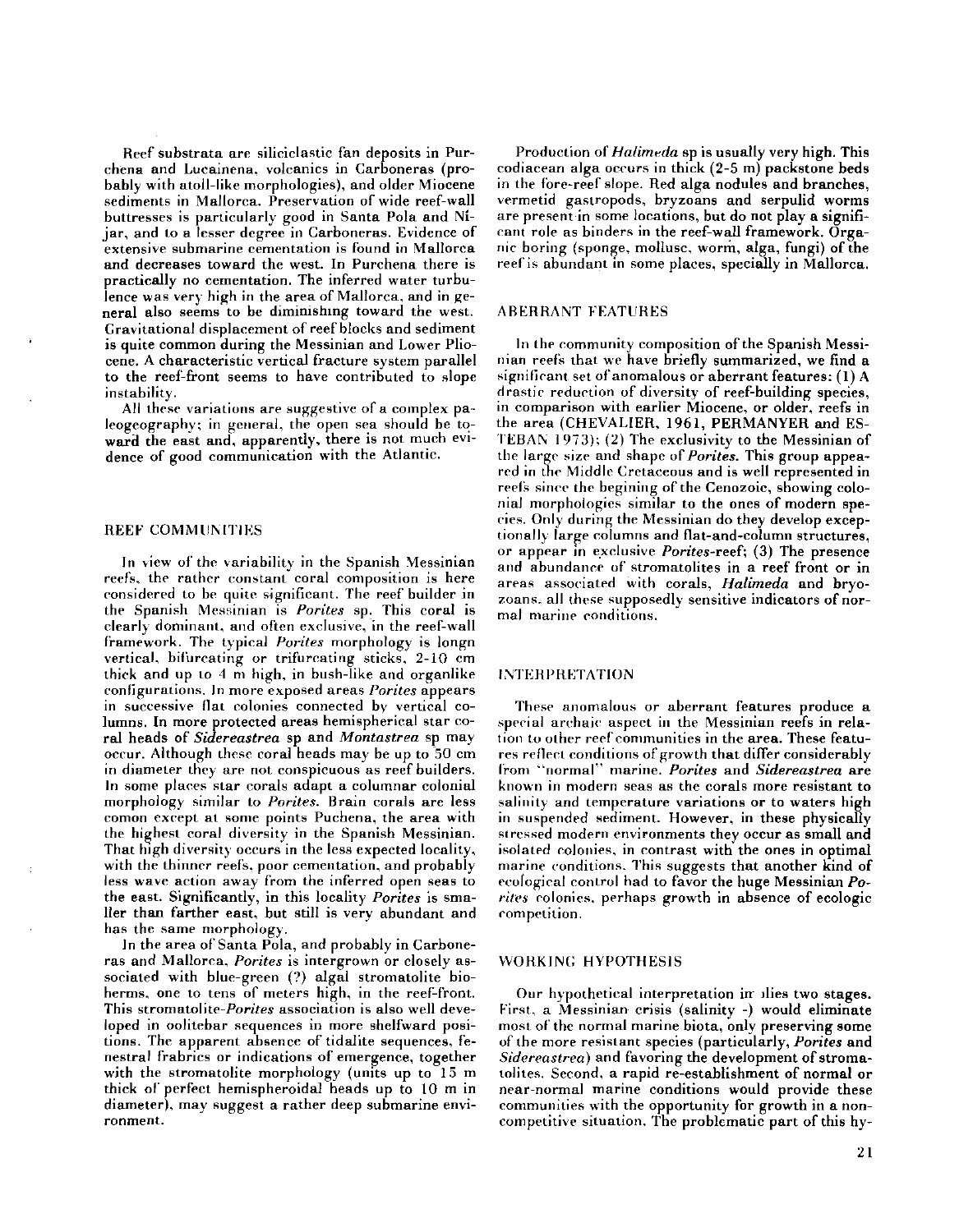Reef substrata are siliciclastic fan deposits in Purchena and Lucainena, volcanics in Carboneras (probably with atoll-like morphologies), and older Miocene sediments in Mallorca. Preservation of wide reef-wall buttresses is particularly good in Santa Pola and Níjar, and to a lesser degree in Carboneras. Evidence of extensive submarine cementation is found in Mallorca and decreases toward the west. In Purchena there is practically no cementation. The inferred water turbulence was very high in the area of Mallorca, and in general also seems to be diminishing toward the west. Gravitational displacement of reef blocks and sediment is quite common during the Messinian and Lower Pliocene. A characteristic vertical fracture system parallel to the reef-front seems to have contributed to slope instability.

All these variations are suggestive of a complex paleogeography; in general, the open sea should be toward the east and, apparently, there is not much evidence of good communication with the Atlantic.

## REEF COMMUNITIES

In view of the variability in the Spanish Messinian reefs, the rather constant coral composition is here considered to be quite significant. The reef builder in the Spanish Messinian is *Porites* sp. This coral is clearly dominant, and often exclusive, in the reef-wall framework. The typical *Porites* morphology is longn vertical, bifurcating or trifurcating sticks, 2-10 cm thick and up to 4 m high, in bush-like and organlike configurations. In more exposed areas *Porites* appears in successive flat colonies connected by vertical columns. In more protected areas hemispherical star coral heads of *Sidereastrea* sp and *Montastrea* sp may occur. Although these coral heads may be up to 50 cm in diameter they are not conspicuous as reef builders. In some places star corals adapt a columnar colonial morphology similar to *Porites*. Brain corals are less comon except at some points Puchena, the area with the highest coral diversity in the Spanish Messinian. That high diversity occurs in the less expected locality, with the thinner reefs, poor cementation, and probably less wave action away from the inferred open seas to the east. Significantly, in this locality *Porites* is smaller than farther east, but still is very abundant and has the same morphology.

In the area of Santa Pola, and probably in Carboneras and Mallorca, *Porites* is intergrown or closely associated with blue-green (?) algal stromatolite bioherms, one to tens of meters high, in the reef-front. This stromatolite-*Porites* association is also well developed in oolitebar sequences in more shelfward positions. The apparent absence of tidalite sequences, fenestral fabrics or indications of emergence, together with the stromatolite morphology (units up to 15 m thick of perfect hemispheroidal heads up to 10 m in diameter), may suggest a rather deep submarine environment.

Production of *Halimeda* sp is usually very high. This codiacean alga occurs in thick (2-5 m) packstone beds in the fore-reef slope. Red alga nodules and branches, vermetid gastropods, bryzoans and serpulid worms are present in some locations, but do not play a significant role as binders in the reef-wall framework. Organic boring (sponge, mollusc, worm, alga, fungi) of the reef is abundant in some places, specially in Mallorca.

## ABERRANT FEATURES

In the community composition of the Spanish Messinian reefs that we have briefly summarized, we find a significant set of anomalous or aberrant features: (1) A drastic reduction of diversity of reef-building species, in comparison with earlier Miocene, or older, reefs in the area (CHEVALIER, 1961, PERMANYER and ESTEBAN 1973); (2) The exclusivity to the Messinian of the large size and shape of *Porites*. This group appeared in the Middle Cretaceous and is well represented in reefs since the begining of the Cenozoic, showing colonial morphologies similar to the ones of modern species. Only during the Messinian do they develop exceptionally large columns and flat-and-column structures, or appear in exclusive *Porites*-reef; (3) The presence and abundance of stromatolites in a reef front or in areas associated with corals, *Halimeda* and bryozoans. all these supposedly sensitive indicators of normal marine conditions.

## INTERPRETATION

These anomalous or aberrant features produce a special archaic aspect in the Messinian reefs in relation to other reef communities in the area. These features reflect conditions of growth that differ considerably from "normal" marine. *Porites* and *Sidereastrea* are known in modern seas as the corals more resistant to salinity and temperature variations or to waters high in suspended sediment. However, in these physically stressed modern environments they occur as small and isolated colonies, in contrast with the ones in optimal marine conditions. This suggests that another kind of ecological control had to favor the huge Messinian *Porites* colonies, perhaps growth in absence of ecologic competition.

## WORKING HYPOTHESIS

Our hypothetical interpretation ir plies two stages. First, a Messinian crisis (salinity -) would eliminate most of the normal marine biota, only preserving some of the more resistant species (particularly, *Porites* and *Sidereastrea*) and favoring the development of stromatolites. Second, a rapid re-establishment of normal or near-normal marine conditions would provide these communities with the opportunity for growth in a noncompetitive situation. The problematic part of this hy-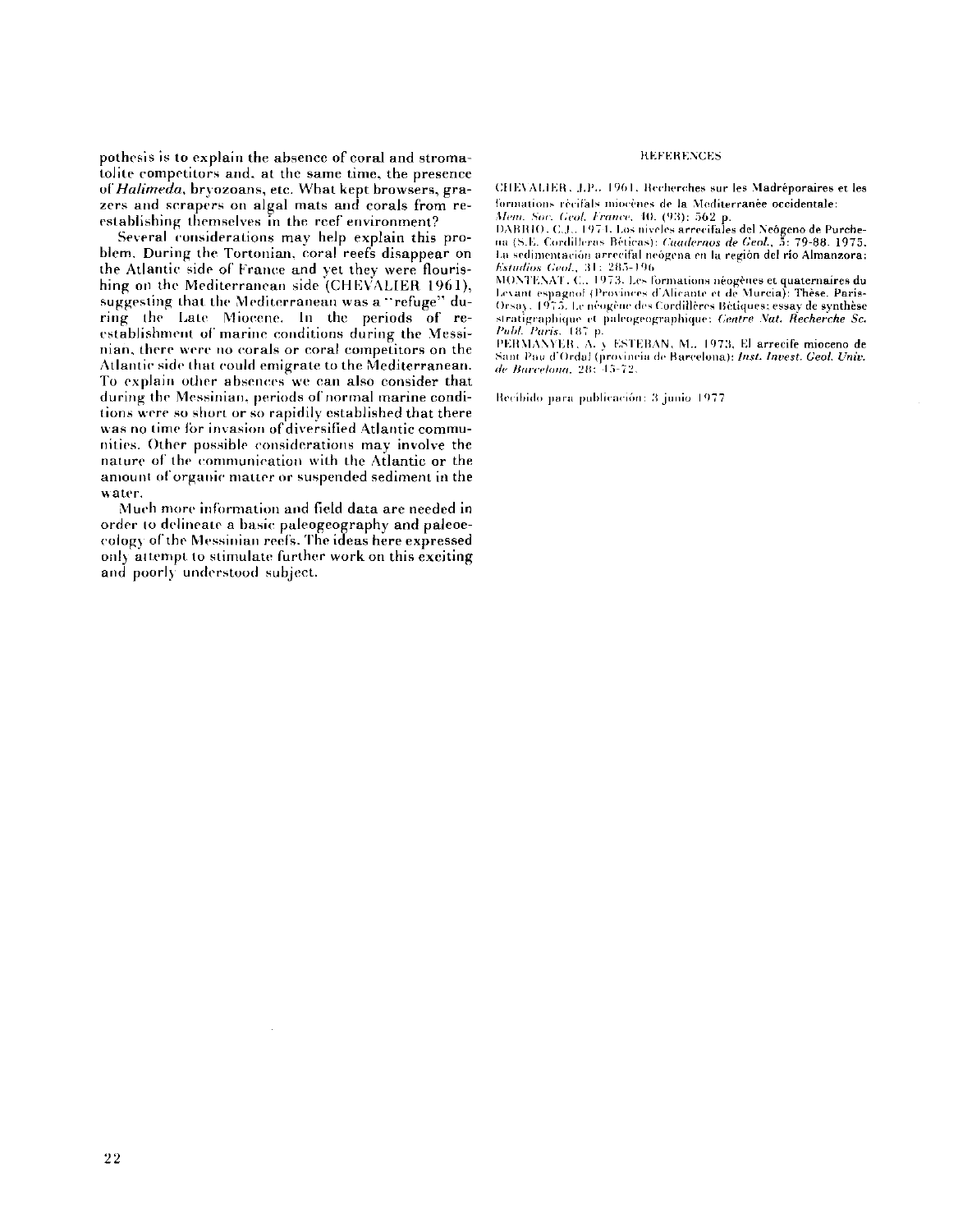pothesis is to explain the absence of coral and stromatolite competitors and, at the same time, the presence of *Halimeda*, bryozoans, etc. What kept browsers, grazers and scrapers on algal mats and corals from reestablishing themselves in the reef environment?

Several considerations may help explain this problem. During the Tortonian, coral reefs disappear on the Atlantic side of France and yet they were flourishing on the Mediterranean side (CHEVALIER 1961), suggesting that the Mediterranean was a "refuge" during the Late Miocene. In the periods of reestablishment of marine conditions during the Messinian, there were no corals or coral competitors on the Atlantic side that could emigrate to the Mediterranean. To explain other absences we can also consider that during the Messinian, periods of normal marine conditions were so short or so rapidly established that there was no time for invasion of diversified Atlantic communities. Other possible considerations may involve the nature of the communication with the Atlantic or the amount of organic matter or suspended sediment in the water.

Much more information and field data are needed in order to delineate a basic paleogeography and paleoecology of the Messinian reefs. The ideas here expressed only attempt to stimulate further work on this exciting and poorly understood subject.

## REFERENCES

CHEVALIER, J.P., 1961. Recherches sur les Madréporaires et les formations récifals miocènes de la Méditerranée occidentale: *Mem. Soc. Geol. France*, 40, (93): 562 p.

DABRIO, C.J., 1974. Los niveles arrecifales del Neógeno de Purchena (S.E. Cordilleras Béticas): *Cuadernos de Geol.*, 5: 79-88. 1975. La sedimentación arrecifal neógena en la región del río Almanzora: *Estudios Geol.*, 31: 285-296.

MONTENAT, C., 1973. Les formations néogènes et quaternaires du Levant espagnol (Provinces d'Alicante et de Murcia): Thèse. Paris-Orsay. 1975. Le néogène des Cordillères Bétiques: essay de synthèse stratigraphique et paleogeographique: *Centre Nat. Recherche Sc. Publ. Paris*. 187 p.

PERMANYER, A. y ESTEBAN, M., 1973. El arrecife mioceno de Sant Pau d'Ordal (provincia de Barcelona): *Inst. Invest. Geol. Univ. de Barcelona*, 28: 45-72.

Recibido para publicación: 3 junio 1977